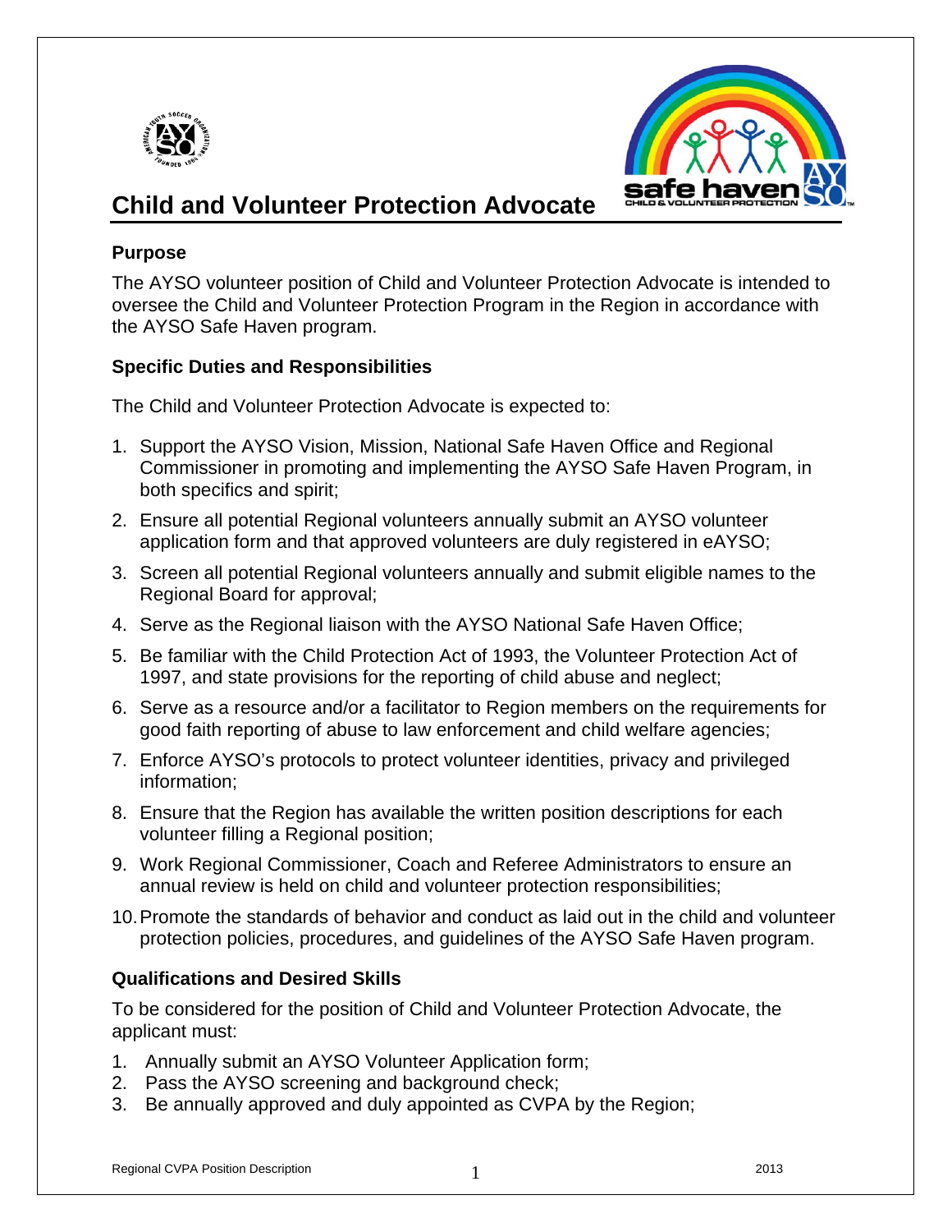# Child and Volunteer Protection Advocate

## Purpose

The AYSO volunteer position of Child and Volunteer Protection Advocate is intended to oversee the Child and Volunteer Protection Program in the Region in accordance with the AYSO Safe Haven program.

## Specific Duties and Responsibilities

The Child and Volunteer Protection Advocate is expected to:

1. Support the AYSO Vision, Mission, National Safe Haven Office and Regional Commissioner in promoting and implementing the AYSO Safe Haven Program, in both specifics and spirit;
2. Ensure all potential Regional volunteers annually submit an AYSO volunteer application form and that approved volunteers are duly registered in eAYSO;
3. Screen all potential Regional volunteers annually and submit eligible names to the Regional Board for approval;
4. Serve as the Regional liaison with the AYSO National Safe Haven Office;
5. Be familiar with the Child Protection Act of 1993, the Volunteer Protection Act of 1997, and state provisions for the reporting of child abuse and neglect;
6. Serve as a resource and/or a facilitator to Region members on the requirements for good faith reporting of abuse to law enforcement and child welfare agencies;
7. Enforce AYSO's protocols to protect volunteer identities, privacy and privileged information;
8. Ensure that the Region has available the written position descriptions for each volunteer filling a Regional position;
9. Work Regional Commissioner, Coach and Referee Administrators to ensure an annual review is held on child and volunteer protection responsibilities;
10. Promote the standards of behavior and conduct as laid out in the child and volunteer protection policies, procedures, and guidelines of the AYSO Safe Haven program.

## Qualifications and Desired Skills

To be considered for the position of Child and Volunteer Protection Advocate, the applicant must:

1. Annually submit an AYSO Volunteer Application form;
2. Pass the AYSO screening and background check;
3. Be annually approved and duly appointed as CVPA by the Region;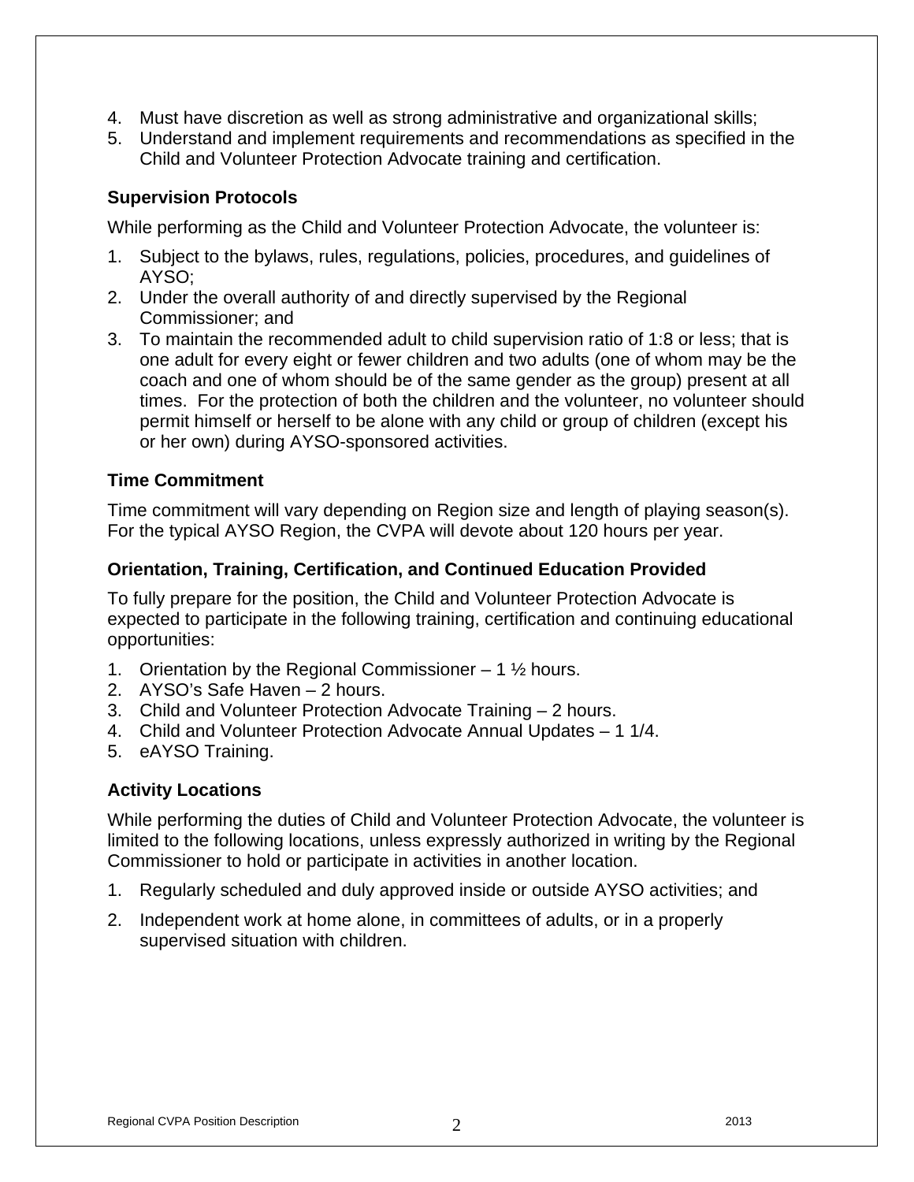4. Must have discretion as well as strong administrative and organizational skills;
5. Understand and implement requirements and recommendations as specified in the Child and Volunteer Protection Advocate training and certification.

### Supervision Protocols

While performing as the Child and Volunteer Protection Advocate, the volunteer is:

1. Subject to the bylaws, rules, regulations, policies, procedures, and guidelines of AYSO;
2. Under the overall authority of and directly supervised by the Regional Commissioner; and
3. To maintain the recommended adult to child supervision ratio of 1:8 or less; that is one adult for every eight or fewer children and two adults (one of whom may be the coach and one of whom should be of the same gender as the group) present at all times. For the protection of both the children and the volunteer, no volunteer should permit himself or herself to be alone with any child or group of children (except his or her own) during AYSO-sponsored activities.

### Time Commitment

Time commitment will vary depending on Region size and length of playing season(s). For the typical AYSO Region, the CVPA will devote about 120 hours per year.

### Orientation, Training, Certification, and Continued Education Provided

To fully prepare for the position, the Child and Volunteer Protection Advocate is expected to participate in the following training, certification and continuing educational opportunities:

1. Orientation by the Regional Commissioner – 1 ½ hours.
2. AYSO's Safe Haven – 2 hours.
3. Child and Volunteer Protection Advocate Training – 2 hours.
4. Child and Volunteer Protection Advocate Annual Updates – 1 1/4.
5. eAYSO Training.

### Activity Locations

While performing the duties of Child and Volunteer Protection Advocate, the volunteer is limited to the following locations, unless expressly authorized in writing by the Regional Commissioner to hold or participate in activities in another location.

1. Regularly scheduled and duly approved inside or outside AYSO activities; and
2. Independent work at home alone, in committees of adults, or in a properly supervised situation with children.